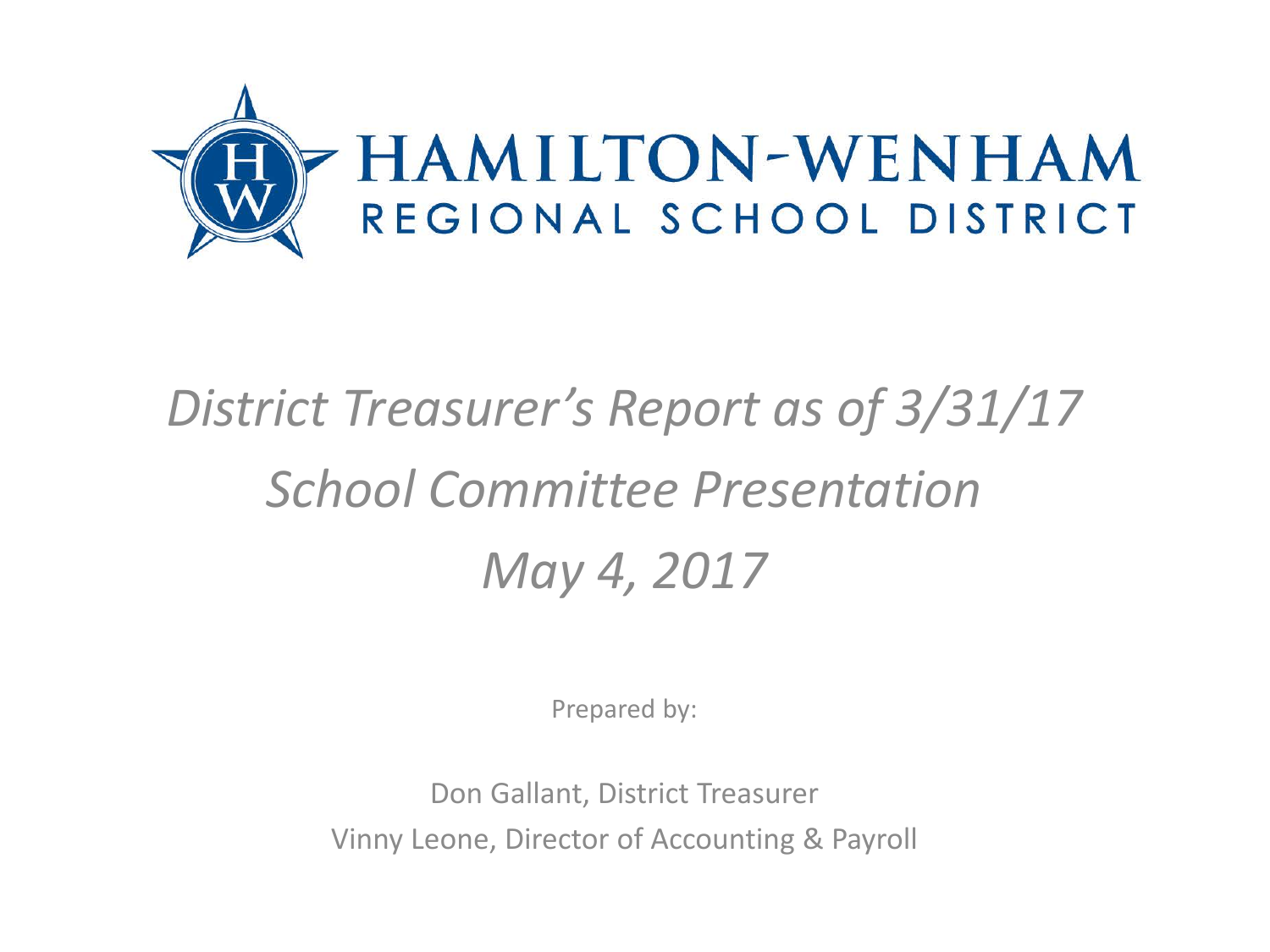# HAMILTON-WENHAM
## REGIONAL SCHOOL DISTRICT

*District Treasurer's Report as of 3/31/17*

*School Committee Presentation*

*May 4, 2017*

Prepared by:

Don Gallant, District Treasurer

Vinny Leone, Director of Accounting & Payroll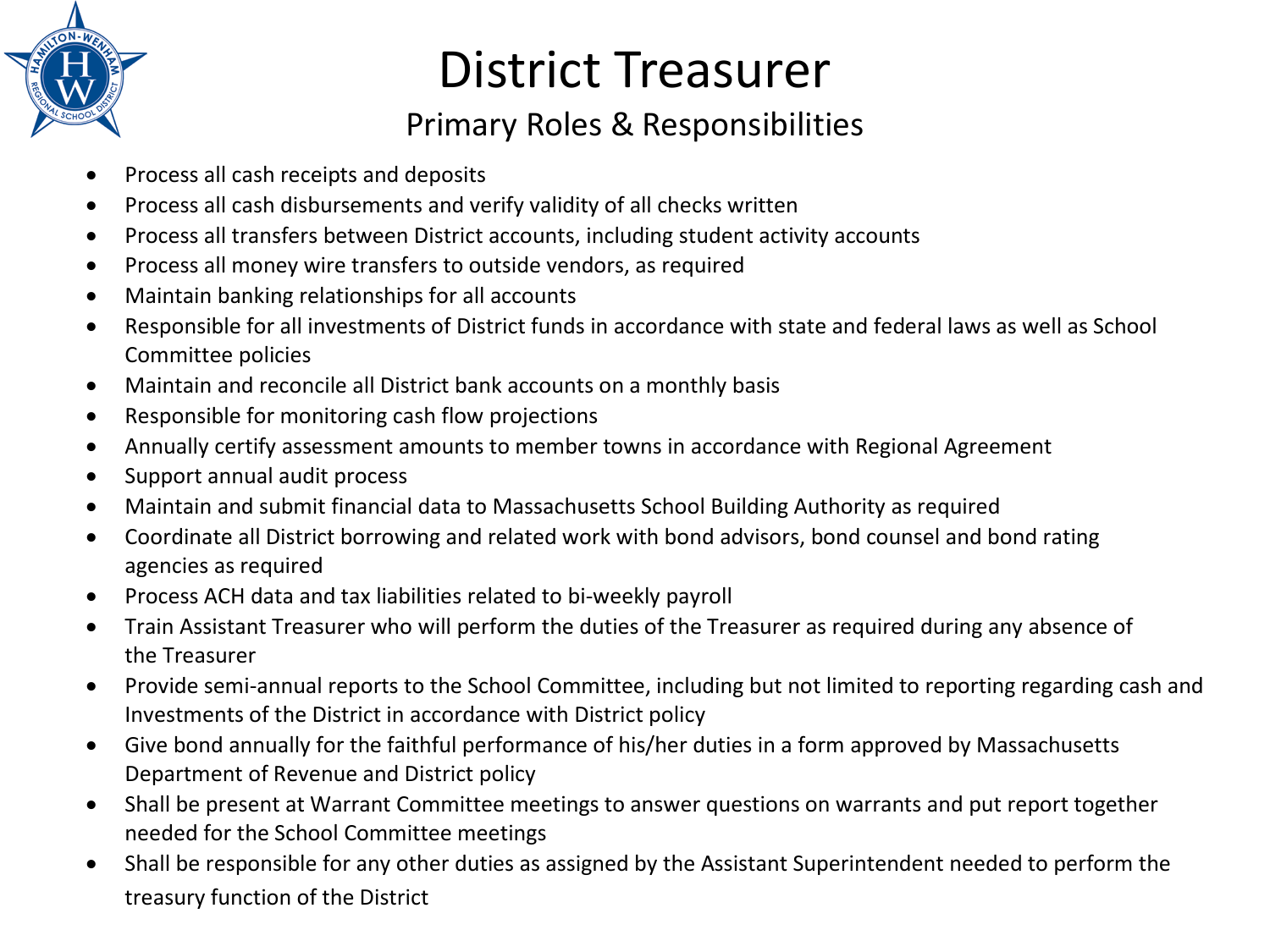# District Treasurer

## Primary Roles & Responsibilities

- Process all cash receipts and deposits
- Process all cash disbursements and verify validity of all checks written
- Process all transfers between District accounts, including student activity accounts
- Process all money wire transfers to outside vendors, as required
- Maintain banking relationships for all accounts
- Responsible for all investments of District funds in accordance with state and federal laws as well as School Committee policies
- Maintain and reconcile all District bank accounts on a monthly basis
- Responsible for monitoring cash flow projections
- Annually certify assessment amounts to member towns in accordance with Regional Agreement
- Support annual audit process
- Maintain and submit financial data to Massachusetts School Building Authority as required
- Coordinate all District borrowing and related work with bond advisors, bond counsel and bond rating agencies as required
- Process ACH data and tax liabilities related to bi-weekly payroll
- Train Assistant Treasurer who will perform the duties of the Treasurer as required during any absence of the Treasurer
- Provide semi-annual reports to the School Committee, including but not limited to reporting regarding cash and Investments of the District in accordance with District policy
- Give bond annually for the faithful performance of his/her duties in a form approved by Massachusetts Department of Revenue and District policy
- Shall be present at Warrant Committee meetings to answer questions on warrants and put report together needed for the School Committee meetings
- Shall be responsible for any other duties as assigned by the Assistant Superintendent needed to perform the treasury function of the District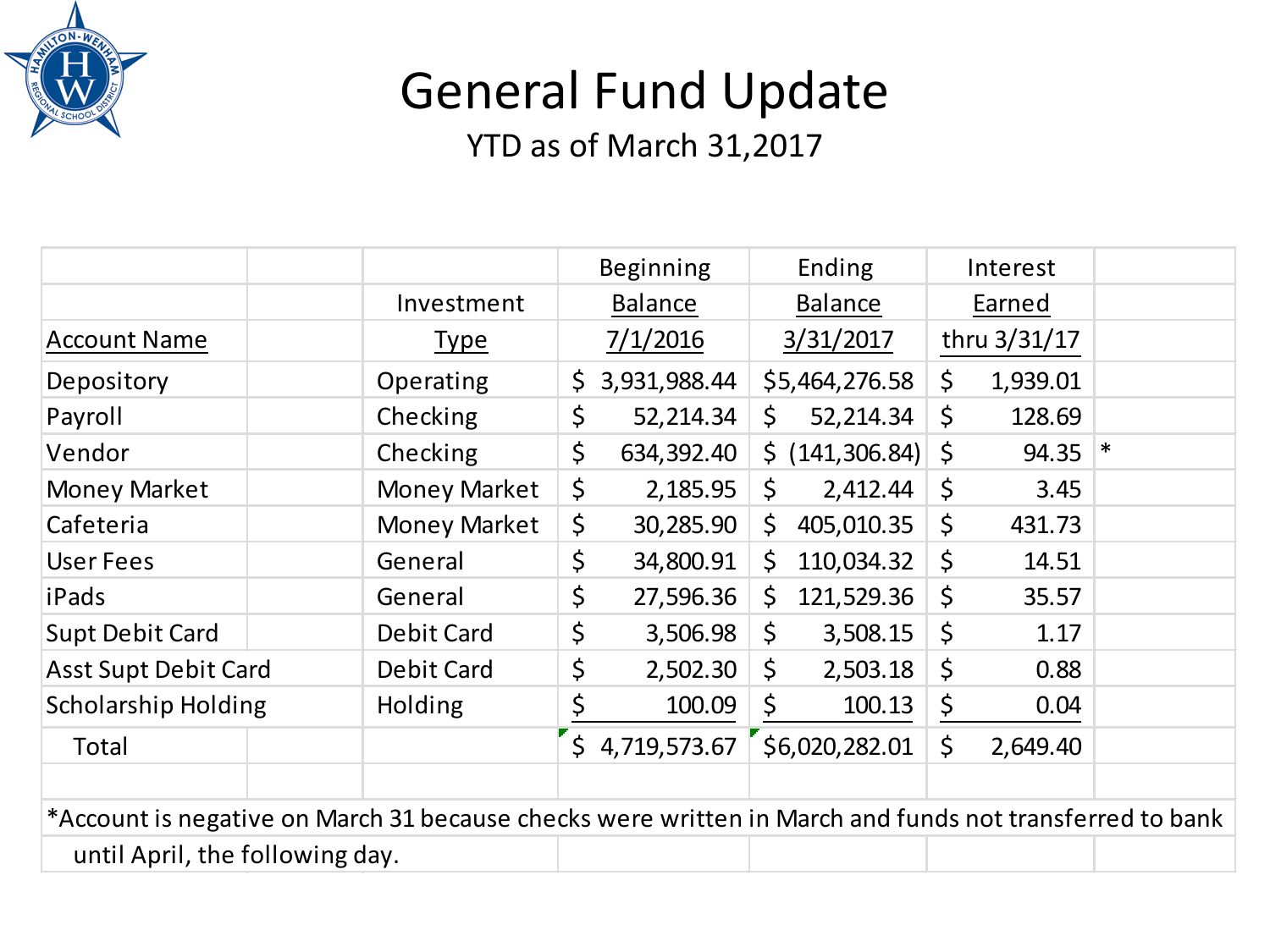# General Fund Update

YTD as of March 31,2017

| Account Name | Investment Type | Beginning Balance 7/1/2016 | Ending Balance 3/31/2017 | Interest Earned thru 3/31/17 | |
|---|---|---|---|---|---|
| Depository | Operating | $ 3,931,988.44 | $5,464,276.58 | $ 1,939.01 | |
| Payroll | Checking | $ 52,214.34 | $ 52,214.34 | $ 128.69 | |
| Vendor | Checking | $ 634,392.40 | $ (141,306.84) | $ 94.35 | * |
| Money Market | Money Market | $ 2,185.95 | $ 2,412.44 | $ 3.45 | |
| Cafeteria | Money Market | $ 30,285.90 | $ 405,010.35 | $ 431.73 | |
| User Fees | General | $ 34,800.91 | $ 110,034.32 | $ 14.51 | |
| iPads | General | $ 27,596.36 | $ 121,529.36 | $ 35.57 | |
| Supt Debit Card | Debit Card | $ 3,506.98 | $ 3,508.15 | $ 1.17 | |
| Asst Supt Debit Card | Debit Card | $ 2,502.30 | $ 2,503.18 | $ 0.88 | |
| Scholarship Holding | Holding | $ 100.09 | $ 100.13 | $ 0.04 | |
| Total | | $ 4,719,573.67 | $6,020,282.01 | $ 2,649.40 | |

*Account is negative on March 31 because checks were written in March and funds not transferred to bank until April, the following day.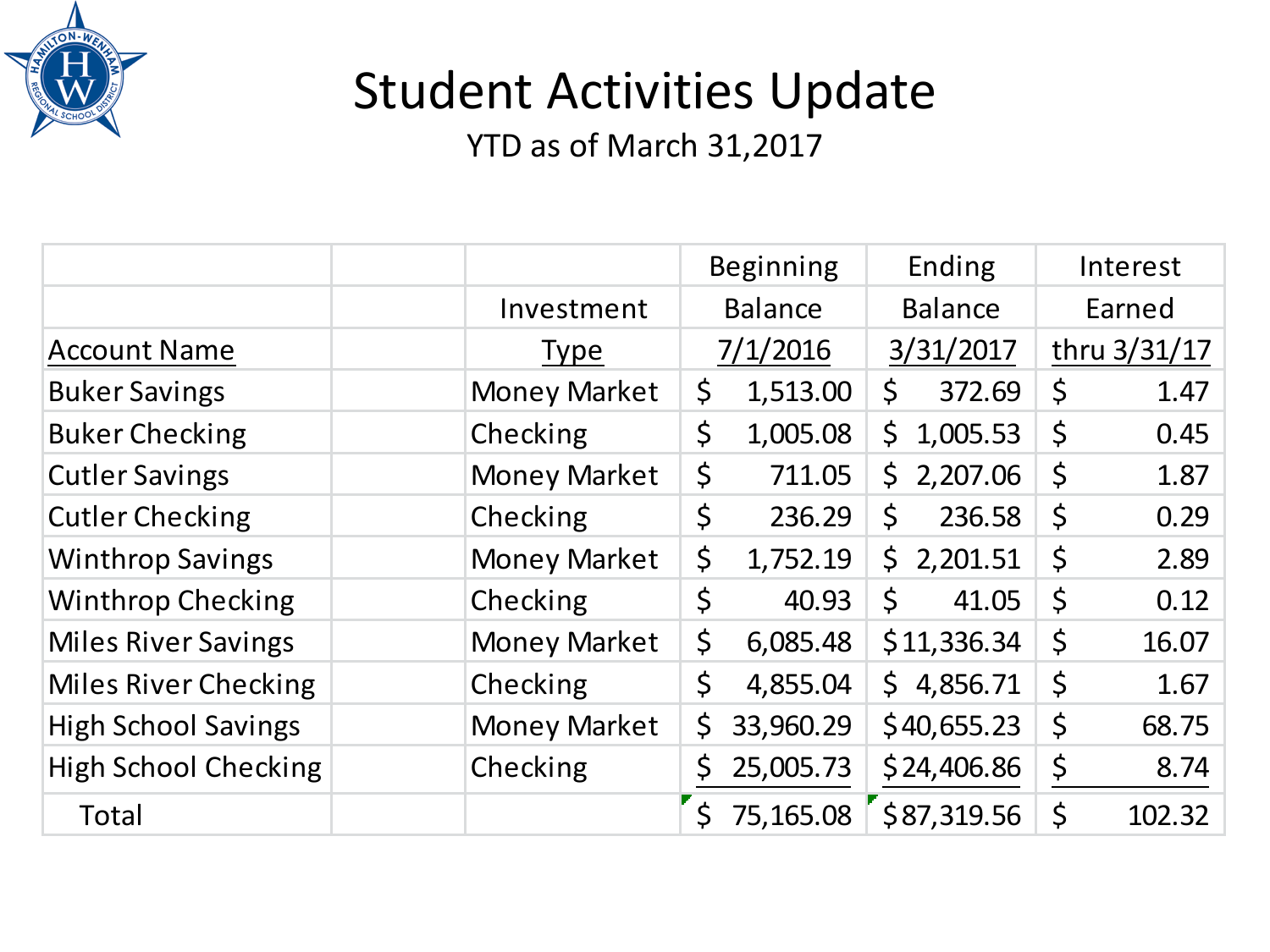# Student Activities Update

YTD as of March 31,2017

| Account Name | | Investment Type | Beginning Balance 7/1/2016 | Ending Balance 3/31/2017 | Interest Earned thru 3/31/17 |
|---|---|---|---|---|---|
| Buker Savings | | Money Market | $ 1,513.00 | $ 372.69 | $ 1.47 |
| Buker Checking | | Checking | $ 1,005.08 | $ 1,005.53 | $ 0.45 |
| Cutler Savings | | Money Market | $ 711.05 | $ 2,207.06 | $ 1.87 |
| Cutler Checking | | Checking | $ 236.29 | $ 236.58 | $ 0.29 |
| Winthrop Savings | | Money Market | $ 1,752.19 | $ 2,201.51 | $ 2.89 |
| Winthrop Checking | | Checking | $ 40.93 | $ 41.05 | $ 0.12 |
| Miles River Savings | | Money Market | $ 6,085.48 | $ 11,336.34 | $ 16.07 |
| Miles River Checking | | Checking | $ 4,855.04 | $ 4,856.71 | $ 1.67 |
| High School Savings | | Money Market | $ 33,960.29 | $ 40,655.23 | $ 68.75 |
| High School Checking | | Checking | $ 25,005.73 | $ 24,406.86 | $ 8.74 |
| Total | | | $ 75,165.08 | $ 87,319.56 | $ 102.32 |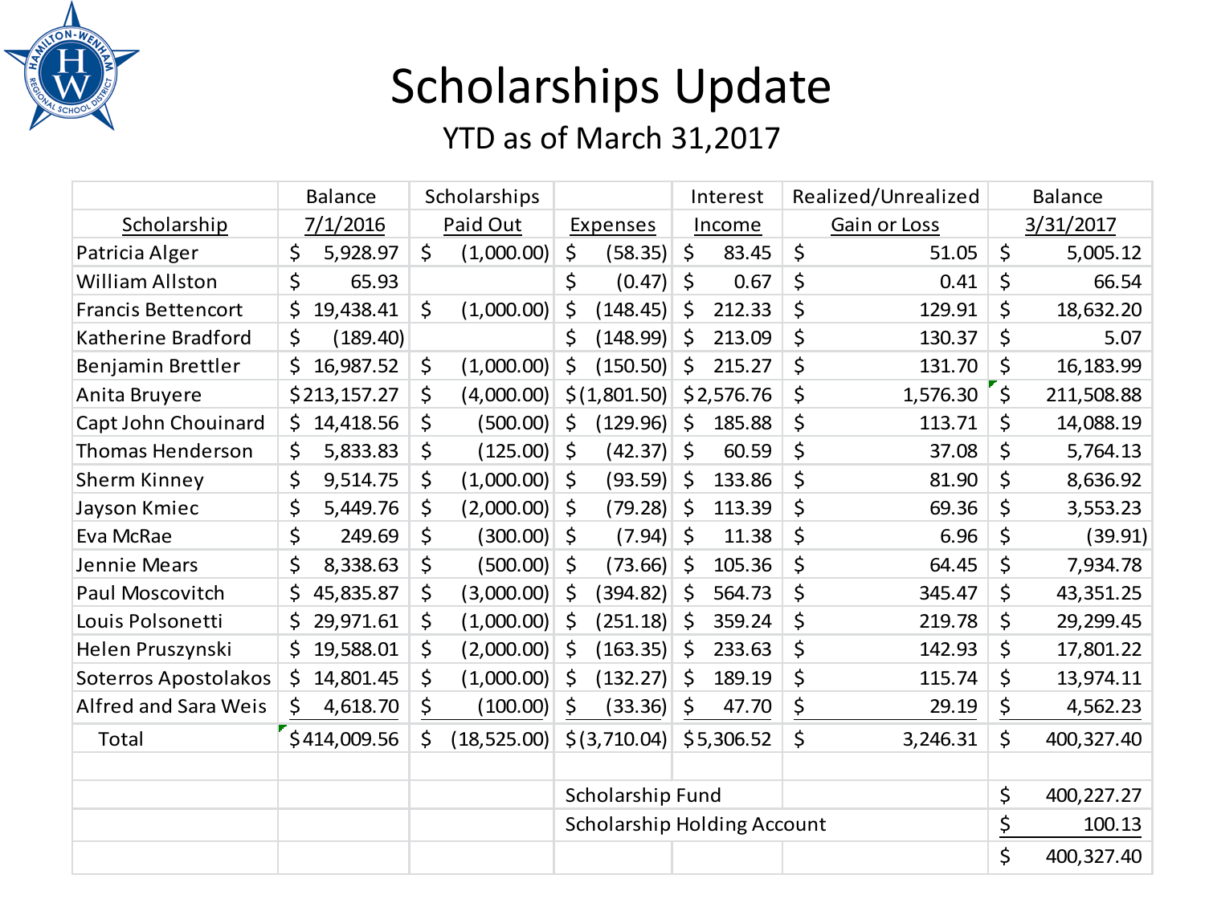# Scholarships Update

YTD as of March 31,2017

| Scholarship | Balance 7/1/2016 | Scholarships Paid Out | Expenses | Interest Income | Realized/Unrealized Gain or Loss | Balance 3/31/2017 |
|---|---|---|---|---|---|---|
| Patricia Alger | $ 5,928.97 | $ (1,000.00) | $ (58.35) | $ 83.45 | $ 51.05 | $ 5,005.12 |
| William Allston | $ 65.93 | | $ (0.47) | $ 0.67 | $ 0.41 | $ 66.54 |
| Francis Bettencort | $ 19,438.41 | $ (1,000.00) | $ (148.45) | $ 212.33 | $ 129.91 | $ 18,632.20 |
| Katherine Bradford | $ (189.40) | | $ (148.99) | $ 213.09 | $ 130.37 | $ 5.07 |
| Benjamin Brettler | $ 16,987.52 | $ (1,000.00) | $ (150.50) | $ 215.27 | $ 131.70 | $ 16,183.99 |
| Anita Bruyere | $213,157.27 | $ (4,000.00) | $(1,801.50) | $2,576.76 | $ 1,576.30 | $ 211,508.88 |
| Capt John Chouinard | $ 14,418.56 | $ (500.00) | $ (129.96) | $ 185.88 | $ 113.71 | $ 14,088.19 |
| Thomas Henderson | $ 5,833.83 | $ (125.00) | $ (42.37) | $ 60.59 | $ 37.08 | $ 5,764.13 |
| Sherm Kinney | $ 9,514.75 | $ (1,000.00) | $ (93.59) | $ 133.86 | $ 81.90 | $ 8,636.92 |
| Jayson Kmiec | $ 5,449.76 | $ (2,000.00) | $ (79.28) | $ 113.39 | $ 69.36 | $ 3,553.23 |
| Eva McRae | $ 249.69 | $ (300.00) | $ (7.94) | $ 11.38 | $ 6.96 | $ (39.91) |
| Jennie Mears | $ 8,338.63 | $ (500.00) | $ (73.66) | $ 105.36 | $ 64.45 | $ 7,934.78 |
| Paul Moscovitch | $ 45,835.87 | $ (3,000.00) | $ (394.82) | $ 564.73 | $ 345.47 | $ 43,351.25 |
| Louis Polsonetti | $ 29,971.61 | $ (1,000.00) | $ (251.18) | $ 359.24 | $ 219.78 | $ 29,299.45 |
| Helen Pruszynski | $ 19,588.01 | $ (2,000.00) | $ (163.35) | $ 233.63 | $ 142.93 | $ 17,801.22 |
| Soterros Apostolakos | $ 14,801.45 | $ (1,000.00) | $ (132.27) | $ 189.19 | $ 115.74 | $ 13,974.11 |
| Alfred and Sara Weis | $ 4,618.70 | $ (100.00) | $ (33.36) | $ 47.70 | $ 29.19 | $ 4,562.23 |
| Total | $414,009.56 | $ (18,525.00) | $(3,710.04) | $5,306.52 | $ 3,246.31 | $ 400,327.40 |
| | | | | | | |
| | | | Scholarship Fund | | | $ 400,227.27 |
| | | | Scholarship Holding Account | | | $ 100.13 |
| | | | | | | $ 400,327.40 |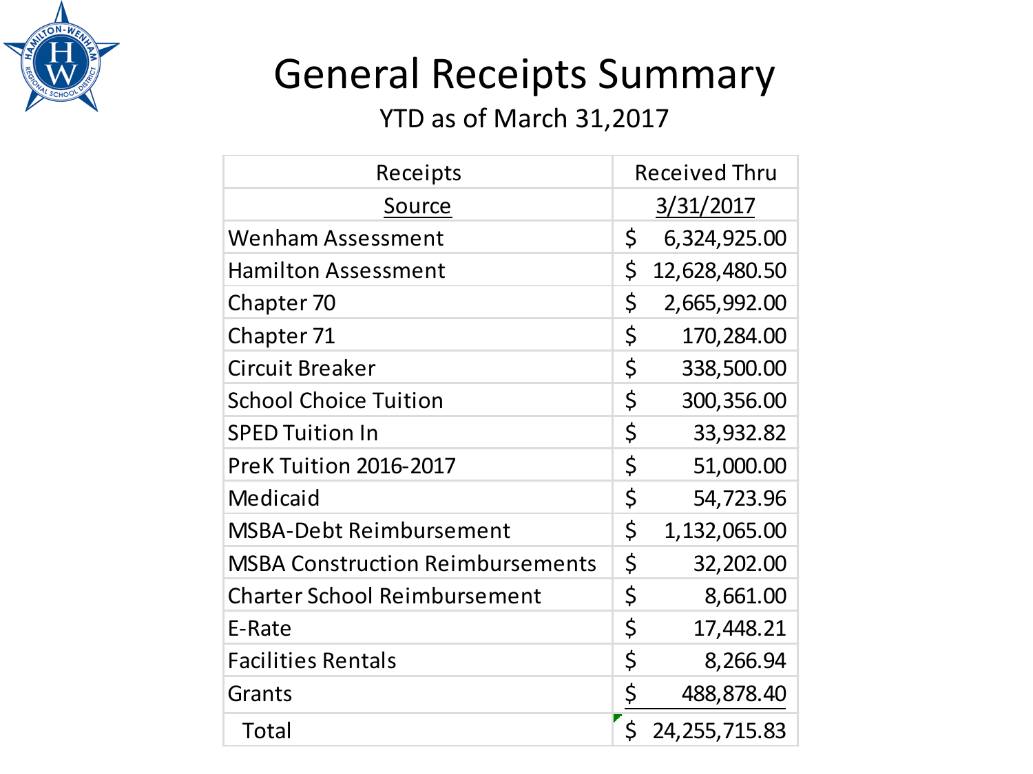# General Receipts Summary

YTD as of March 31,2017

| Receipts Source | Received Thru 3/31/2017 |
|---|---|
| Wenham Assessment | $ 6,324,925.00 |
| Hamilton Assessment | $ 12,628,480.50 |
| Chapter 70 | $ 2,665,992.00 |
| Chapter 71 | $ 170,284.00 |
| Circuit Breaker | $ 338,500.00 |
| School Choice Tuition | $ 300,356.00 |
| SPED Tuition In | $ 33,932.82 |
| PreK Tuition 2016-2017 | $ 51,000.00 |
| Medicaid | $ 54,723.96 |
| MSBA-Debt Reimbursement | $ 1,132,065.00 |
| MSBA Construction Reimbursements | $ 32,202.00 |
| Charter School Reimbursement | $ 8,661.00 |
| E-Rate | $ 17,448.21 |
| Facilities Rentals | $ 8,266.94 |
| Grants | $ 488,878.40 |
| Total | $ 24,255,715.83 |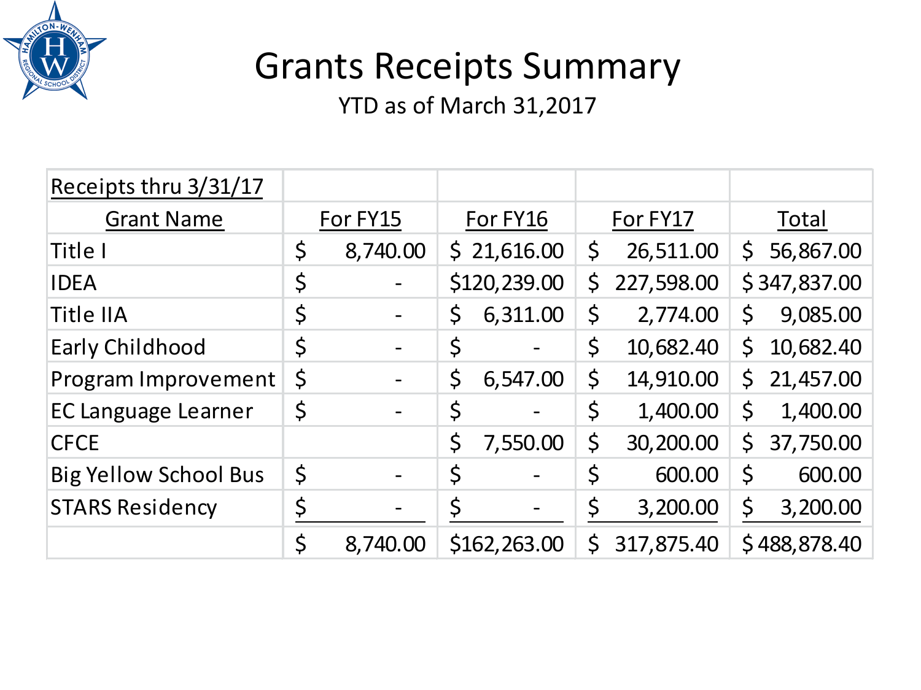# Grants Receipts Summary

YTD as of March 31,2017

| Receipts thru 3/31/17 | | | | |
|---|---|---|---|---|
| Grant Name | For FY15 | For FY16 | For FY17 | Total |
| Title I | $ 8,740.00 | $ 21,616.00 | $ 26,511.00 | $ 56,867.00 |
| IDEA | $ - | $120,239.00 | $ 227,598.00 | $ 347,837.00 |
| Title IIA | $ - | $ 6,311.00 | $ 2,774.00 | $ 9,085.00 |
| Early Childhood | $ - | $ - | $ 10,682.40 | $ 10,682.40 |
| Program Improvement | $ - | $ 6,547.00 | $ 14,910.00 | $ 21,457.00 |
| EC Language Learner | $ - | $ - | $ 1,400.00 | $ 1,400.00 |
| CFCE | | $ 7,550.00 | $ 30,200.00 | $ 37,750.00 |
| Big Yellow School Bus | $ - | $ - | $ 600.00 | $ 600.00 |
| STARS Residency | $ - | $ - | $ 3,200.00 | $ 3,200.00 |
| | $ 8,740.00 | $162,263.00 | $ 317,875.40 | $ 488,878.40 |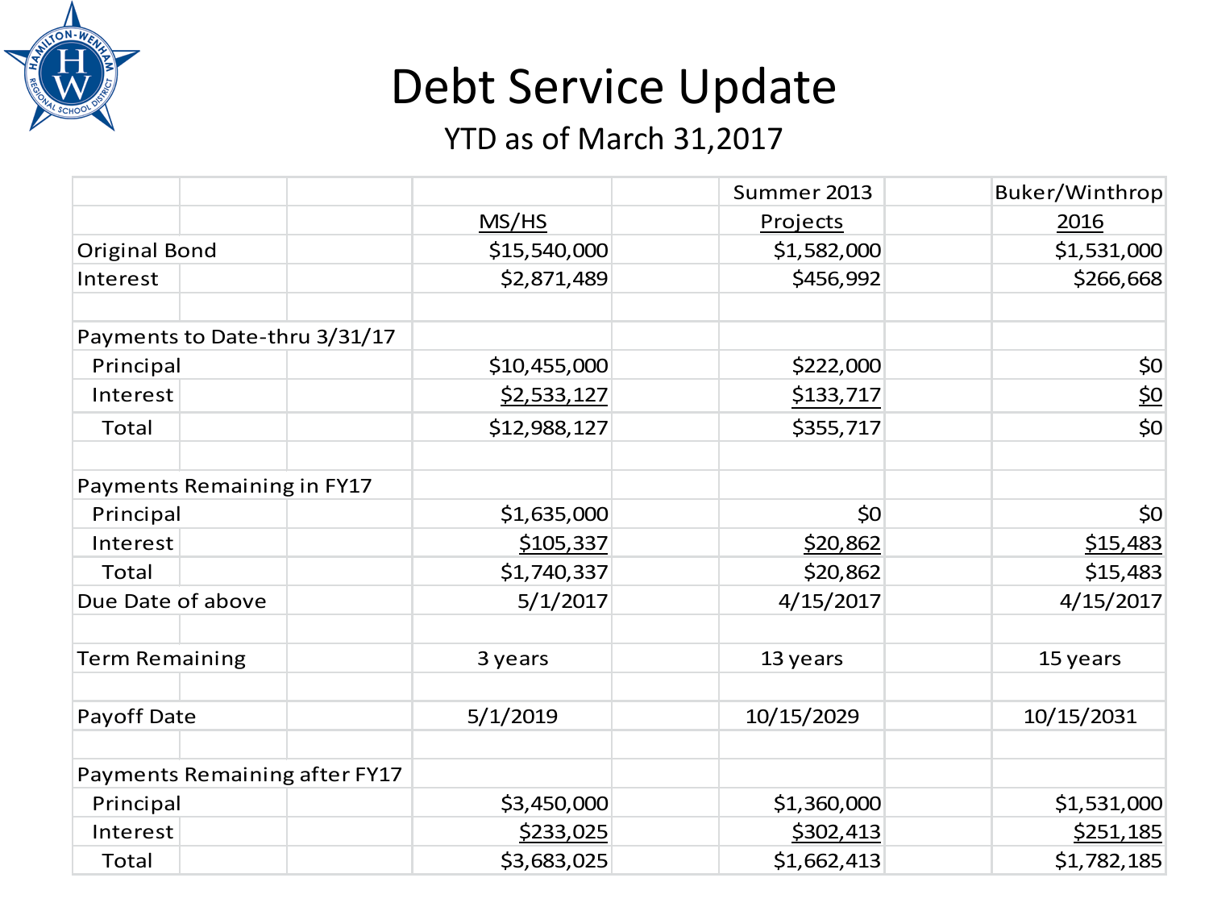# Debt Service Update

YTD as of March 31,2017

| | MS/HS | Summer 2013 Projects | Buker/Winthrop 2016 |
|---|---|---|---|
| Original Bond | $15,540,000 | $1,582,000 | $1,531,000 |
| Interest | $2,871,489 | $456,992 | $266,668 |
| | | | |
| Payments to Date-thru 3/31/17 | | | |
| Principal | $10,455,000 | $222,000 | $0 |
| Interest | $2,533,127 | $133,717 | $0 |
| Total | $12,988,127 | $355,717 | $0 |
| | | | |
| Payments Remaining in FY17 | | | |
| Principal | $1,635,000 | $0 | $0 |
| Interest | $105,337 | $20,862 | $15,483 |
| Total | $1,740,337 | $20,862 | $15,483 |
| Due Date of above | 5/1/2017 | 4/15/2017 | 4/15/2017 |
| | | | |
| Term Remaining | 3 years | 13 years | 15 years |
| | | | |
| Payoff Date | 5/1/2019 | 10/15/2029 | 10/15/2031 |
| | | | |
| Payments Remaining after FY17 | | | |
| Principal | $3,450,000 | $1,360,000 | $1,531,000 |
| Interest | $233,025 | $302,413 | $251,185 |
| Total | $3,683,025 | $1,662,413 | $1,782,185 |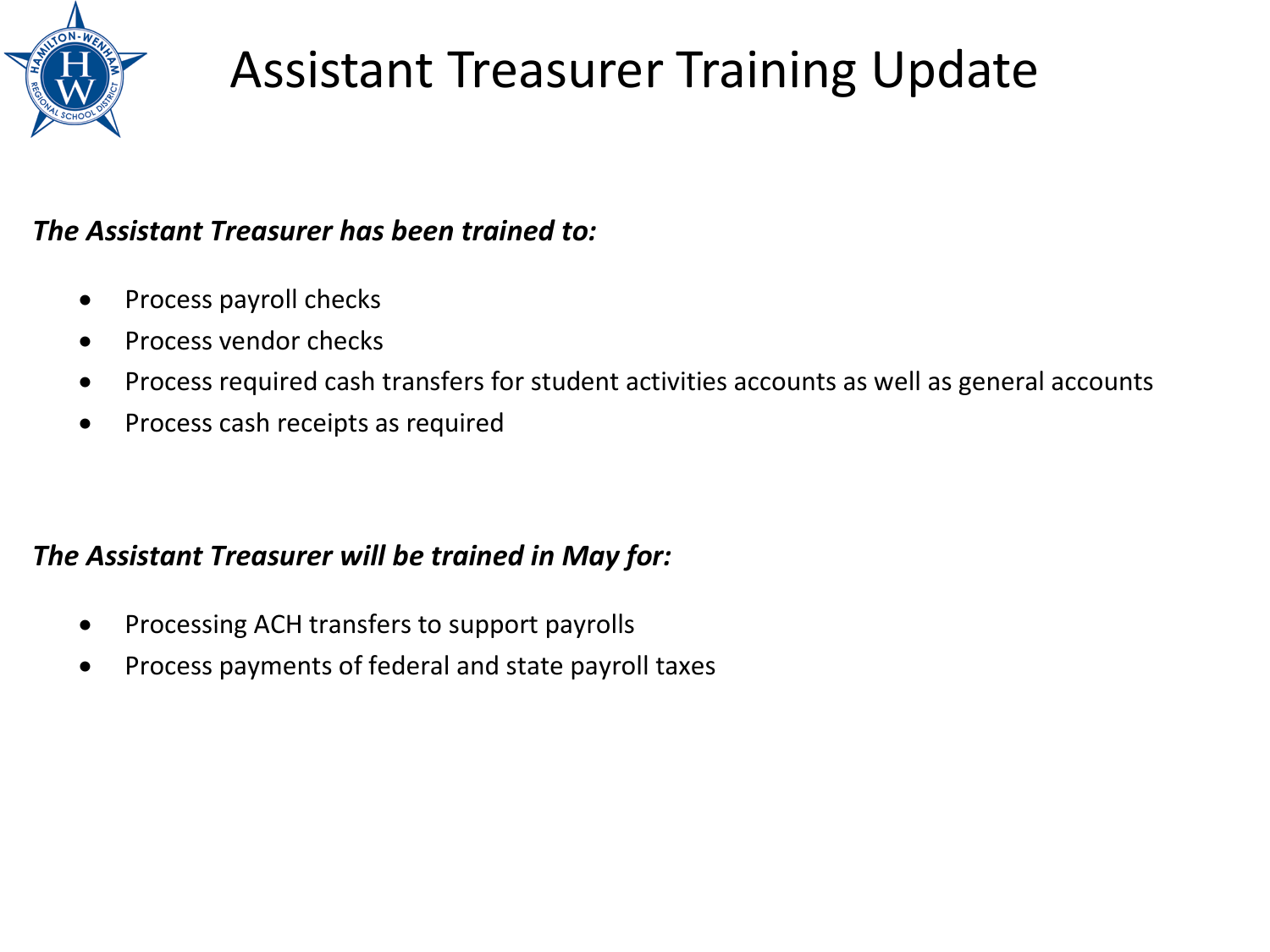# Assistant Treasurer Training Update

***The Assistant Treasurer has been trained to:***

- Process payroll checks
- Process vendor checks
- Process required cash transfers for student activities accounts as well as general accounts
- Process cash receipts as required

***The Assistant Treasurer will be trained in May for:***

- Processing ACH transfers to support payrolls
- Process payments of federal and state payroll taxes